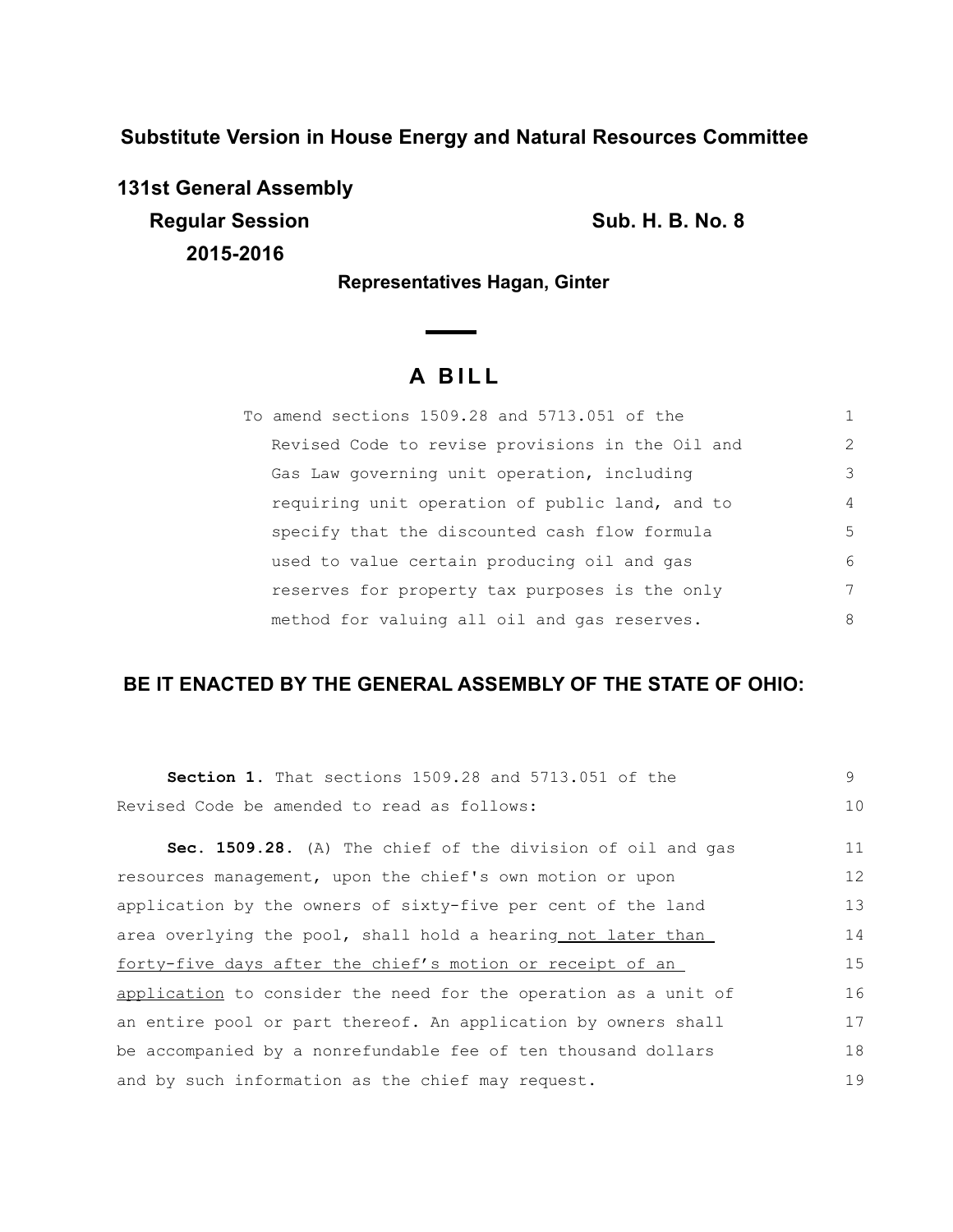**Substitute Version in House Energy and Natural Resources Committee**

**131st General Assembly**

**Regular Session** **Sub. H. B. No. 8**

**2015-2016**

**Representatives Hagan, Ginter**

## A BILL

To amend sections 1509.28 and 5713.051 of the Revised Code to revise provisions in the Oil and Gas Law governing unit operation, including requiring unit operation of public land, and to specify that the discounted cash flow formula used to value certain producing oil and gas reserves for property tax purposes is the only method for valuing all oil and gas reserves.

**BE IT ENACTED BY THE GENERAL ASSEMBLY OF THE STATE OF OHIO:**

**Section 1.** That sections 1509.28 and 5713.051 of the Revised Code be amended to read as follows:

**Sec. 1509.28.** (A) The chief of the division of oil and gas resources management, upon the chief's own motion or upon application by the owners of sixty-five per cent of the land area overlying the pool, shall hold a hearing <u>not later than forty-five days after the chief's motion or receipt of an application</u> to consider the need for the operation as a unit of an entire pool or part thereof. An application by owners shall be accompanied by a nonrefundable fee of ten thousand dollars and by such information as the chief may request.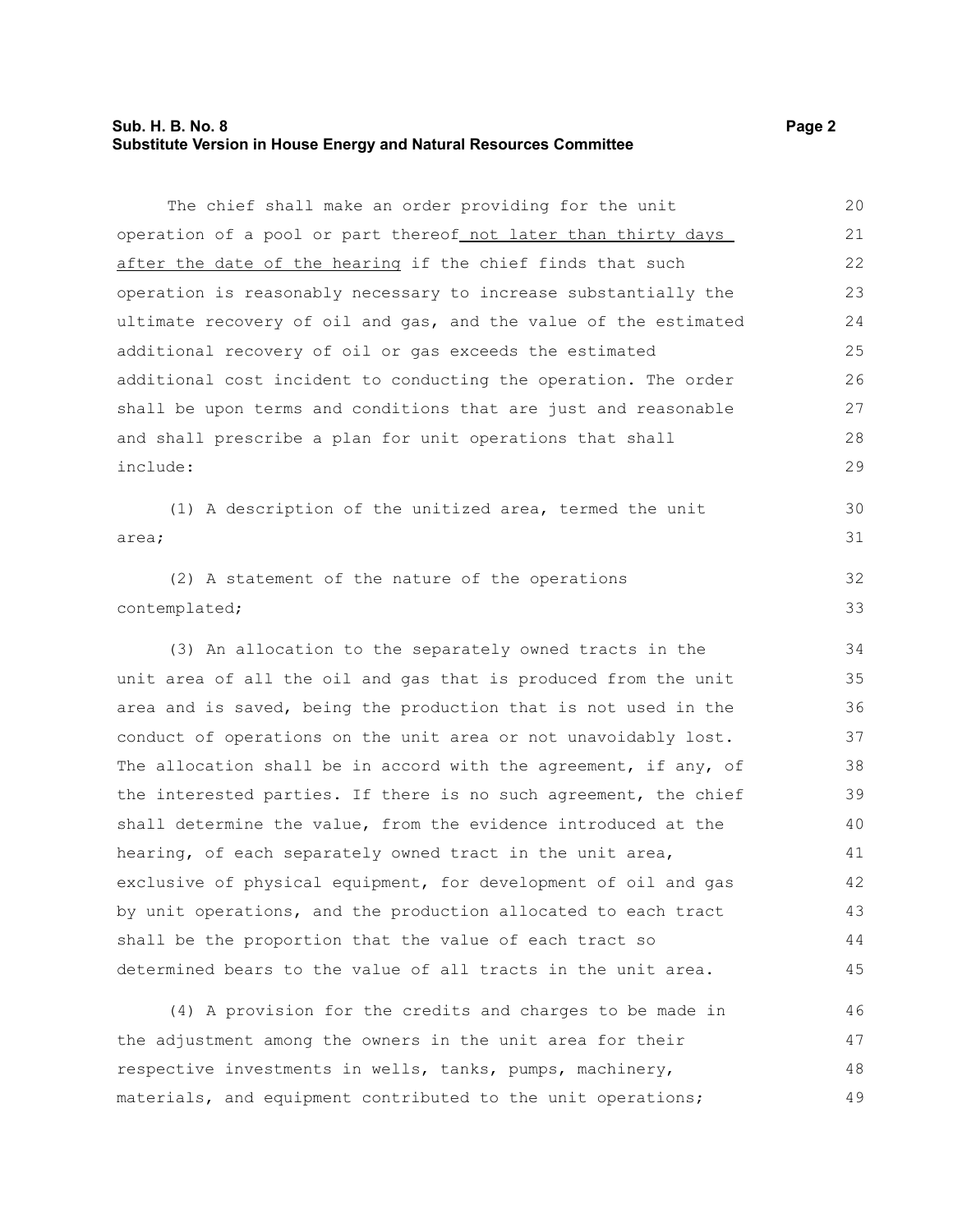The chief shall make an order providing for the unit operation of a pool or part thereof not later than thirty days after the date of the hearing if the chief finds that such operation is reasonably necessary to increase substantially the ultimate recovery of oil and gas, and the value of the estimated additional recovery of oil or gas exceeds the estimated additional cost incident to conducting the operation. The order shall be upon terms and conditions that are just and reasonable and shall prescribe a plan for unit operations that shall include:

(1) A description of the unitized area, termed the unit area;

(2) A statement of the nature of the operations contemplated;

(3) An allocation to the separately owned tracts in the unit area of all the oil and gas that is produced from the unit area and is saved, being the production that is not used in the conduct of operations on the unit area or not unavoidably lost. The allocation shall be in accord with the agreement, if any, of the interested parties. If there is no such agreement, the chief shall determine the value, from the evidence introduced at the hearing, of each separately owned tract in the unit area, exclusive of physical equipment, for development of oil and gas by unit operations, and the production allocated to each tract shall be the proportion that the value of each tract so determined bears to the value of all tracts in the unit area.

(4) A provision for the credits and charges to be made in the adjustment among the owners in the unit area for their respective investments in wells, tanks, pumps, machinery, materials, and equipment contributed to the unit operations;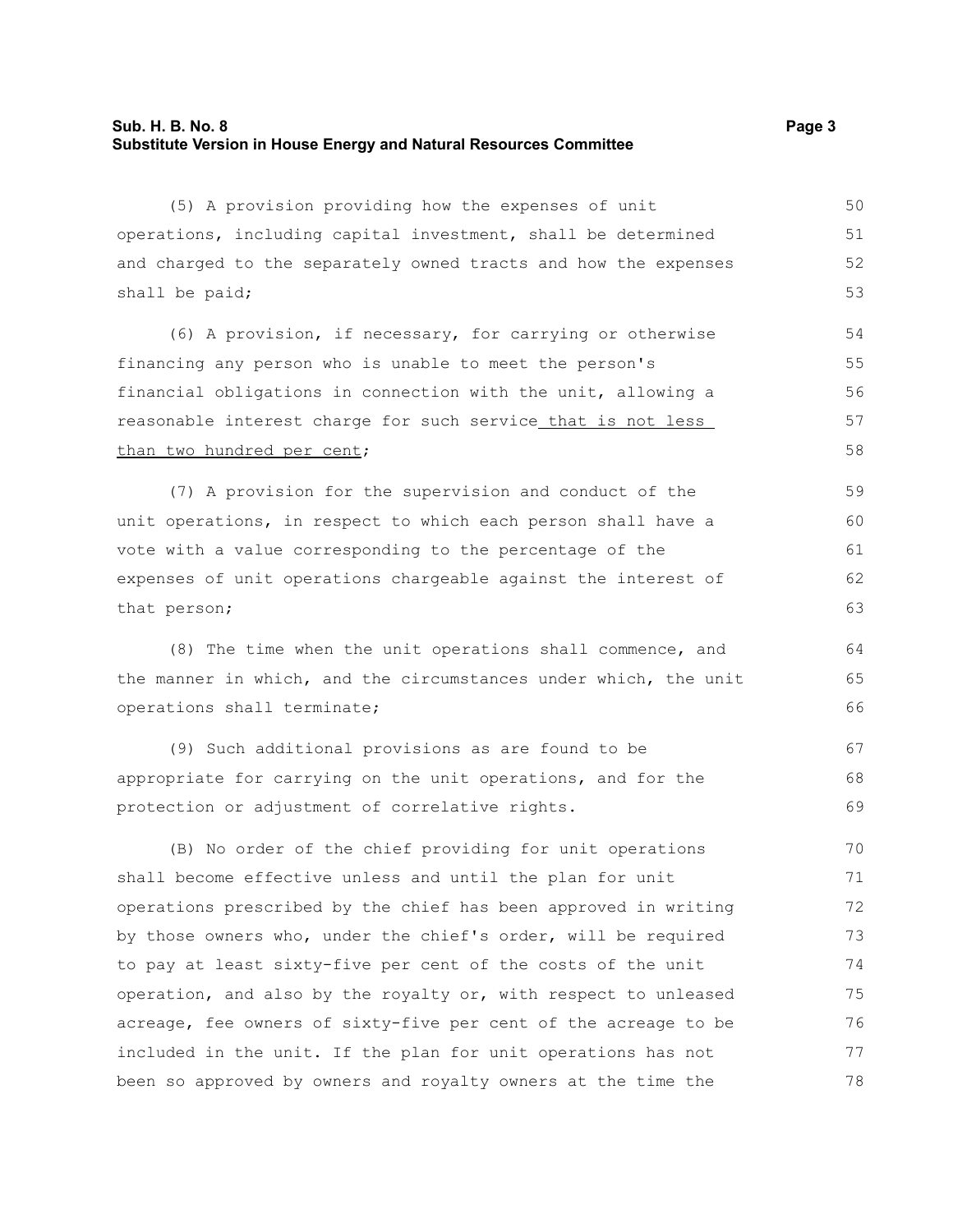(5) A provision providing how the expenses of unit operations, including capital investment, shall be determined and charged to the separately owned tracts and how the expenses shall be paid;

(6) A provision, if necessary, for carrying or otherwise financing any person who is unable to meet the person's financial obligations in connection with the unit, allowing a reasonable interest charge for such service that is not less than two hundred per cent;

(7) A provision for the supervision and conduct of the unit operations, in respect to which each person shall have a vote with a value corresponding to the percentage of the expenses of unit operations chargeable against the interest of that person;

(8) The time when the unit operations shall commence, and the manner in which, and the circumstances under which, the unit operations shall terminate;

(9) Such additional provisions as are found to be appropriate for carrying on the unit operations, and for the protection or adjustment of correlative rights.

(B) No order of the chief providing for unit operations shall become effective unless and until the plan for unit operations prescribed by the chief has been approved in writing by those owners who, under the chief's order, will be required to pay at least sixty-five per cent of the costs of the unit operation, and also by the royalty or, with respect to unleased acreage, fee owners of sixty-five per cent of the acreage to be included in the unit. If the plan for unit operations has not been so approved by owners and royalty owners at the time the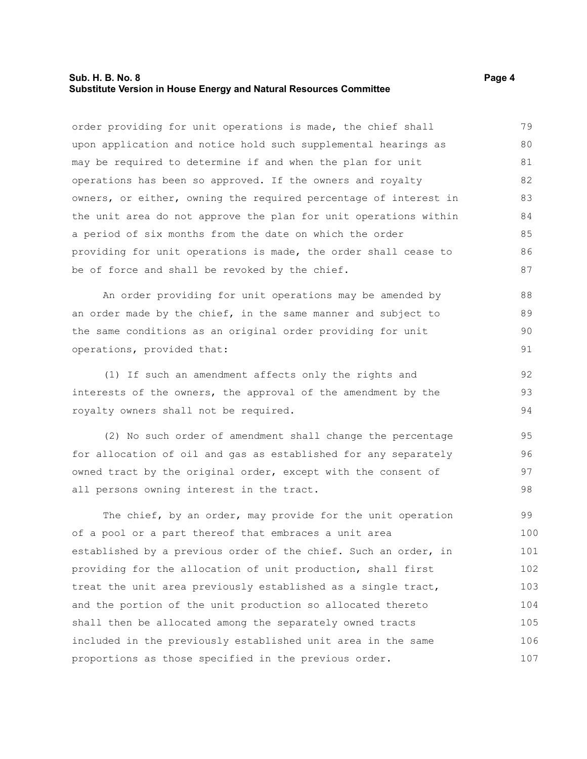order providing for unit operations is made, the chief shall upon application and notice hold such supplemental hearings as may be required to determine if and when the plan for unit operations has been so approved. If the owners and royalty owners, or either, owning the required percentage of interest in the unit area do not approve the plan for unit operations within a period of six months from the date on which the order providing for unit operations is made, the order shall cease to be of force and shall be revoked by the chief.

An order providing for unit operations may be amended by an order made by the chief, in the same manner and subject to the same conditions as an original order providing for unit operations, provided that:

(1) If such an amendment affects only the rights and interests of the owners, the approval of the amendment by the royalty owners shall not be required.

(2) No such order of amendment shall change the percentage for allocation of oil and gas as established for any separately owned tract by the original order, except with the consent of all persons owning interest in the tract.

The chief, by an order, may provide for the unit operation of a pool or a part thereof that embraces a unit area established by a previous order of the chief. Such an order, in providing for the allocation of unit production, shall first treat the unit area previously established as a single tract, and the portion of the unit production so allocated thereto shall then be allocated among the separately owned tracts included in the previously established unit area in the same proportions as those specified in the previous order.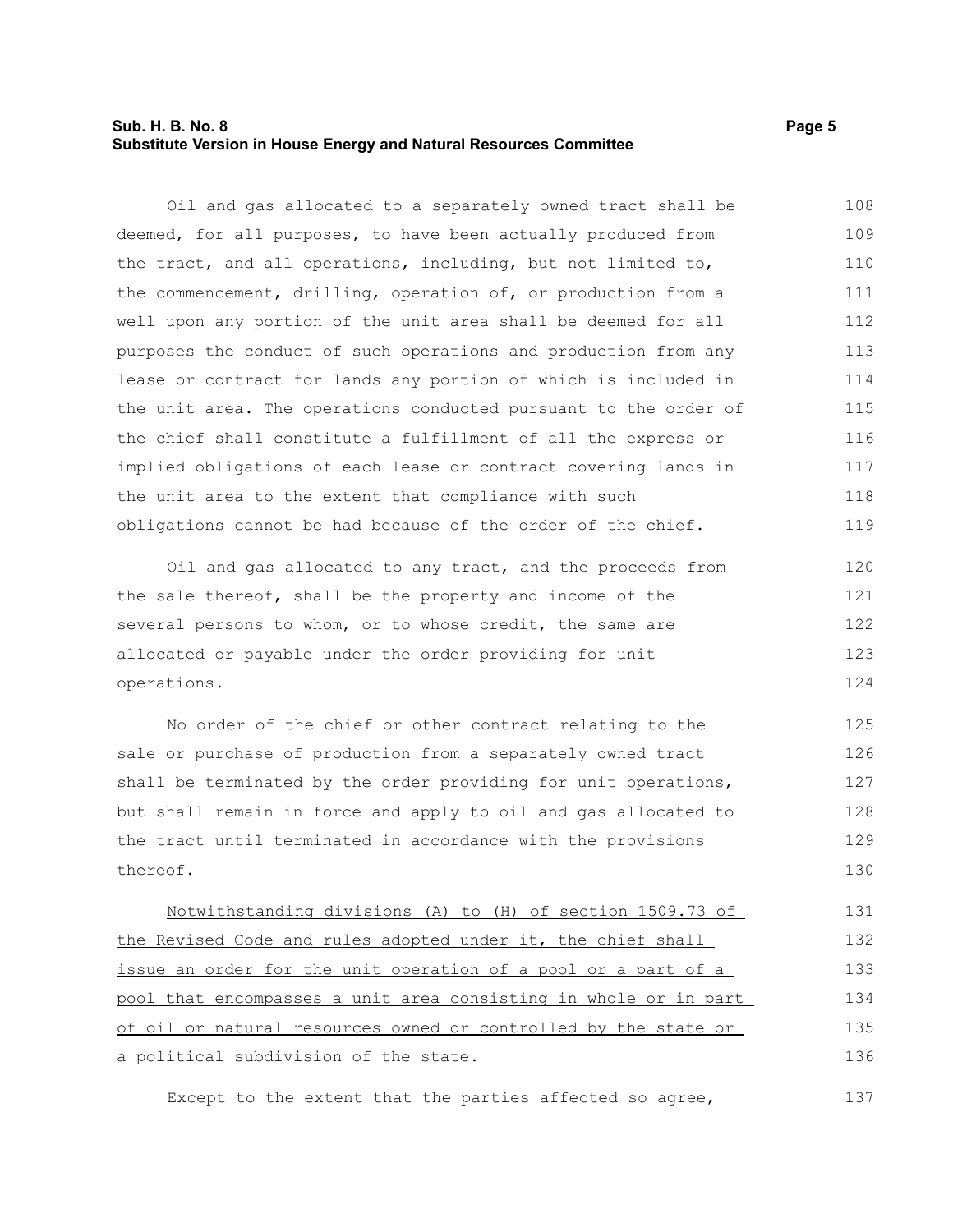Oil and gas allocated to a separately owned tract shall be deemed, for all purposes, to have been actually produced from the tract, and all operations, including, but not limited to, the commencement, drilling, operation of, or production from a well upon any portion of the unit area shall be deemed for all purposes the conduct of such operations and production from any lease or contract for lands any portion of which is included in the unit area. The operations conducted pursuant to the order of the chief shall constitute a fulfillment of all the express or implied obligations of each lease or contract covering lands in the unit area to the extent that compliance with such obligations cannot be had because of the order of the chief.

Oil and gas allocated to any tract, and the proceeds from the sale thereof, shall be the property and income of the several persons to whom, or to whose credit, the same are allocated or payable under the order providing for unit operations.

No order of the chief or other contract relating to the sale or purchase of production from a separately owned tract shall be terminated by the order providing for unit operations, but shall remain in force and apply to oil and gas allocated to the tract until terminated in accordance with the provisions thereof.

<u>Notwithstanding divisions (A) to (H) of section 1509.73 of the Revised Code and rules adopted under it, the chief shall issue an order for the unit operation of a pool or a part of a pool that encompasses a unit area consisting in whole or in part of oil or natural resources owned or controlled by the state or a political subdivision of the state.</u>

Except to the extent that the parties affected so agree,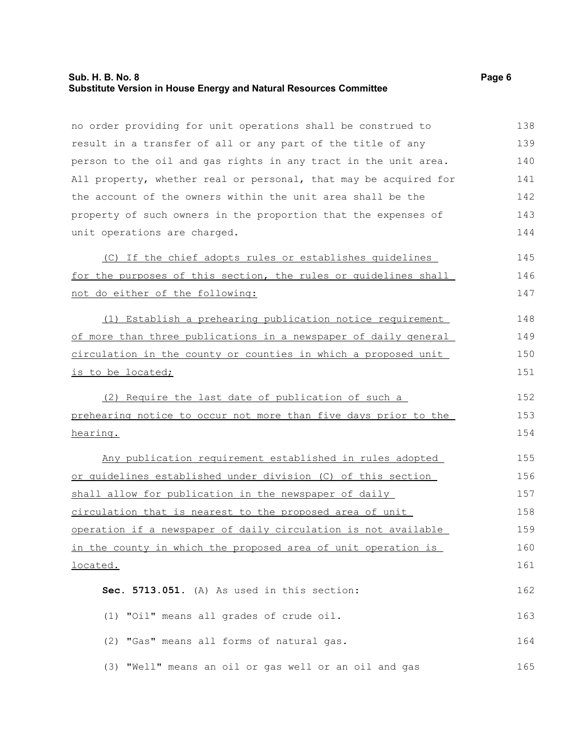no order providing for unit operations shall be construed to result in a transfer of all or any part of the title of any person to the oil and gas rights in any tract in the unit area. All property, whether real or personal, that may be acquired for the account of the owners within the unit area shall be the property of such owners in the proportion that the expenses of unit operations are charged.

(C) If the chief adopts rules or establishes guidelines for the purposes of this section, the rules or guidelines shall not do either of the following:

(1) Establish a prehearing publication notice requirement of more than three publications in a newspaper of daily general circulation in the county or counties in which a proposed unit is to be located;

(2) Require the last date of publication of such a prehearing notice to occur not more than five days prior to the hearing.

Any publication requirement established in rules adopted or guidelines established under division (C) of this section shall allow for publication in the newspaper of daily circulation that is nearest to the proposed area of unit operation if a newspaper of daily circulation is not available in the county in which the proposed area of unit operation is located.

**Sec. 5713.051.** (A) As used in this section:

(1) "Oil" means all grades of crude oil.

(2) "Gas" means all forms of natural gas.

(3) "Well" means an oil or gas well or an oil and gas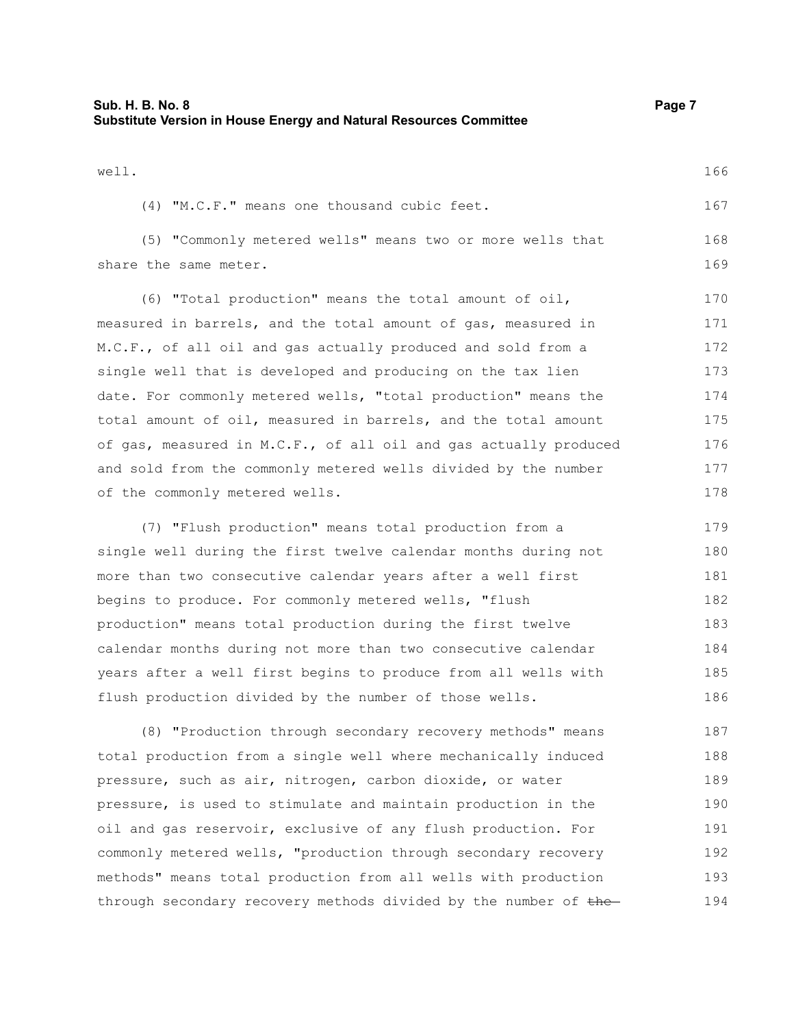well.

(4) "M.C.F." means one thousand cubic feet.

(5) "Commonly metered wells" means two or more wells that share the same meter.

(6) "Total production" means the total amount of oil, measured in barrels, and the total amount of gas, measured in M.C.F., of all oil and gas actually produced and sold from a single well that is developed and producing on the tax lien date. For commonly metered wells, "total production" means the total amount of oil, measured in barrels, and the total amount of gas, measured in M.C.F., of all oil and gas actually produced and sold from the commonly metered wells divided by the number of the commonly metered wells.

(7) "Flush production" means total production from a single well during the first twelve calendar months during not more than two consecutive calendar years after a well first begins to produce. For commonly metered wells, "flush production" means total production during the first twelve calendar months during not more than two consecutive calendar years after a well first begins to produce from all wells with flush production divided by the number of those wells.

(8) "Production through secondary recovery methods" means total production from a single well where mechanically induced pressure, such as air, nitrogen, carbon dioxide, or water pressure, is used to stimulate and maintain production in the oil and gas reservoir, exclusive of any flush production. For commonly metered wells, "production through secondary recovery methods" means total production from all wells with production through secondary recovery methods divided by the number of ~~the~~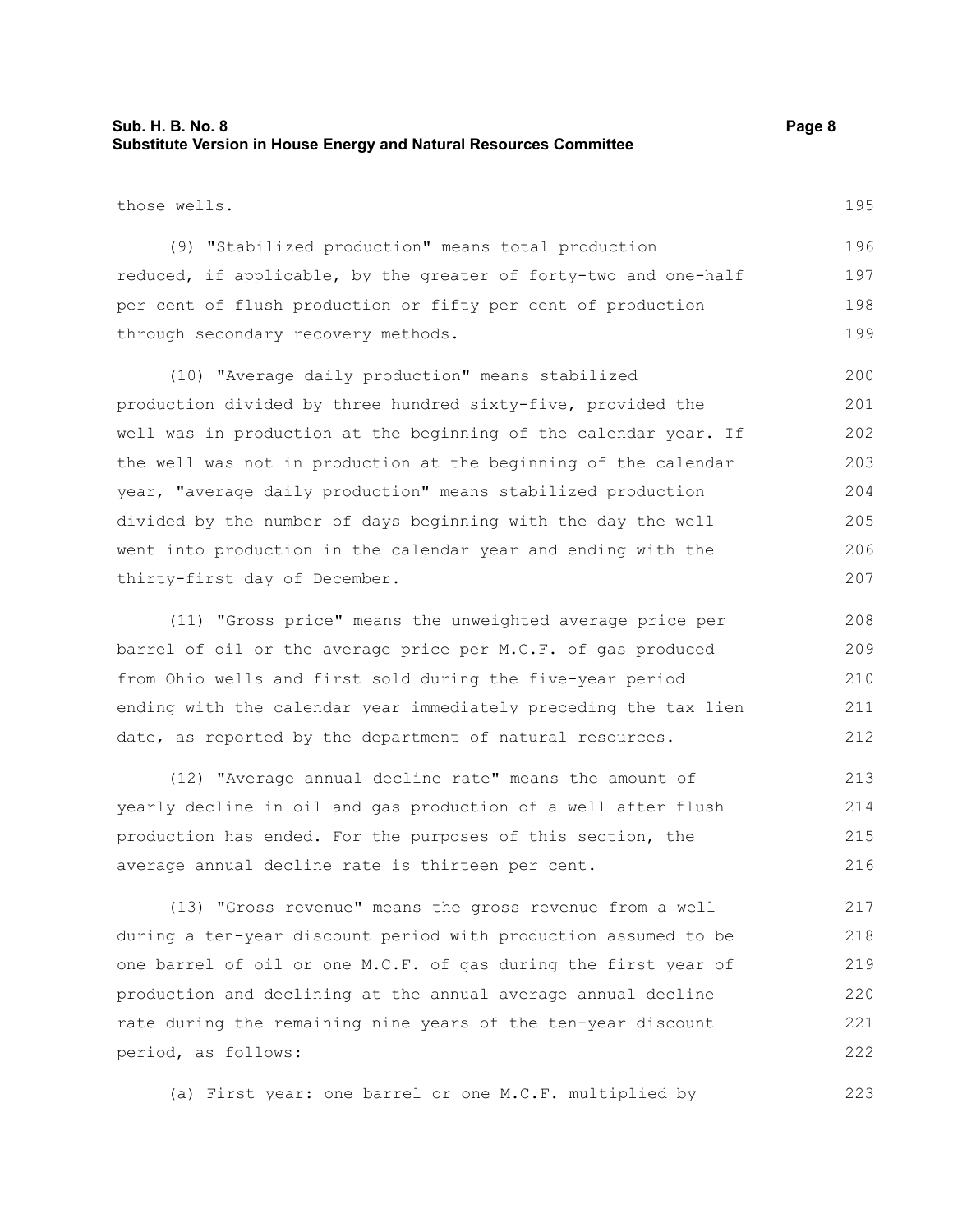those wells.

(9) "Stabilized production" means total production reduced, if applicable, by the greater of forty-two and one-half per cent of flush production or fifty per cent of production through secondary recovery methods.

(10) "Average daily production" means stabilized production divided by three hundred sixty-five, provided the well was in production at the beginning of the calendar year. If the well was not in production at the beginning of the calendar year, "average daily production" means stabilized production divided by the number of days beginning with the day the well went into production in the calendar year and ending with the thirty-first day of December.

(11) "Gross price" means the unweighted average price per barrel of oil or the average price per M.C.F. of gas produced from Ohio wells and first sold during the five-year period ending with the calendar year immediately preceding the tax lien date, as reported by the department of natural resources.

(12) "Average annual decline rate" means the amount of yearly decline in oil and gas production of a well after flush production has ended. For the purposes of this section, the average annual decline rate is thirteen per cent.

(13) "Gross revenue" means the gross revenue from a well during a ten-year discount period with production assumed to be one barrel of oil or one M.C.F. of gas during the first year of production and declining at the annual average annual decline rate during the remaining nine years of the ten-year discount period, as follows:

(a) First year: one barrel or one M.C.F. multiplied by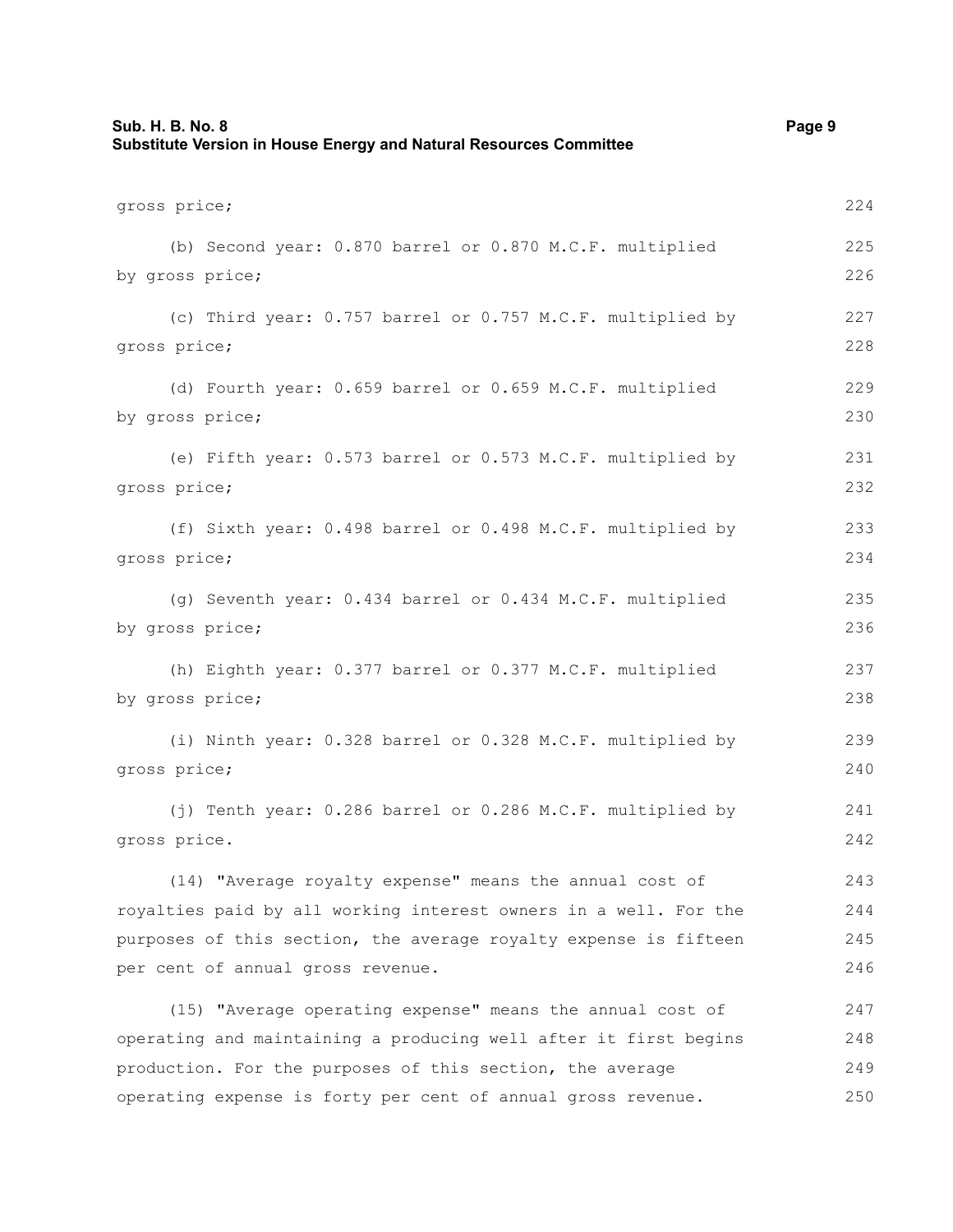gross price;

(b) Second year: 0.870 barrel or 0.870 M.C.F. multiplied by gross price;

(c) Third year: 0.757 barrel or 0.757 M.C.F. multiplied by gross price;

(d) Fourth year: 0.659 barrel or 0.659 M.C.F. multiplied by gross price;

(e) Fifth year: 0.573 barrel or 0.573 M.C.F. multiplied by gross price;

(f) Sixth year: 0.498 barrel or 0.498 M.C.F. multiplied by gross price;

(g) Seventh year: 0.434 barrel or 0.434 M.C.F. multiplied by gross price;

(h) Eighth year: 0.377 barrel or 0.377 M.C.F. multiplied by gross price;

(i) Ninth year: 0.328 barrel or 0.328 M.C.F. multiplied by gross price;

(j) Tenth year: 0.286 barrel or 0.286 M.C.F. multiplied by gross price.

(14) "Average royalty expense" means the annual cost of royalties paid by all working interest owners in a well. For the purposes of this section, the average royalty expense is fifteen per cent of annual gross revenue.

(15) "Average operating expense" means the annual cost of operating and maintaining a producing well after it first begins production. For the purposes of this section, the average operating expense is forty per cent of annual gross revenue.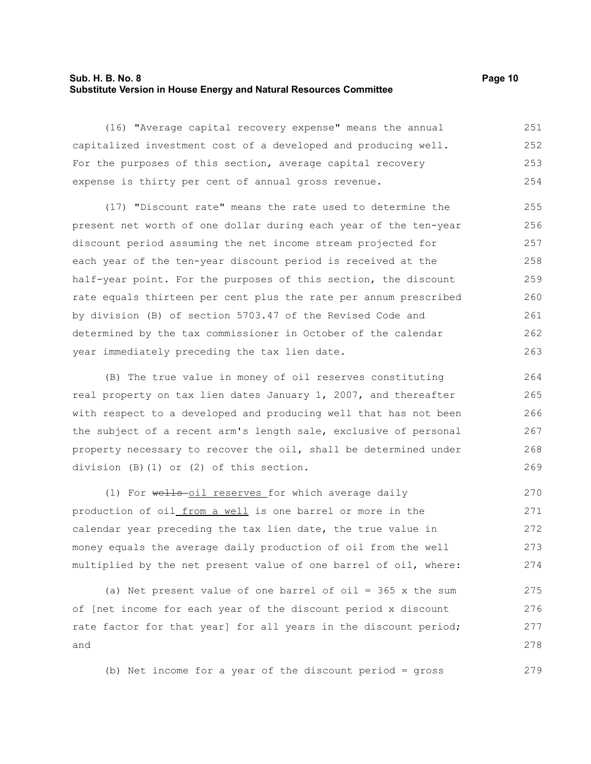(16) "Average capital recovery expense" means the annual capitalized investment cost of a developed and producing well. For the purposes of this section, average capital recovery expense is thirty per cent of annual gross revenue.

(17) "Discount rate" means the rate used to determine the present net worth of one dollar during each year of the ten-year discount period assuming the net income stream projected for each year of the ten-year discount period is received at the half-year point. For the purposes of this section, the discount rate equals thirteen per cent plus the rate per annum prescribed by division (B) of section 5703.47 of the Revised Code and determined by the tax commissioner in October of the calendar year immediately preceding the tax lien date.

(B) The true value in money of oil reserves constituting real property on tax lien dates January 1, 2007, and thereafter with respect to a developed and producing well that has not been the subject of a recent arm's length sale, exclusive of personal property necessary to recover the oil, shall be determined under division (B)(1) or (2) of this section.

(1) For ~~wells~~ oil reserves for which average daily production of oil from a well is one barrel or more in the calendar year preceding the tax lien date, the true value in money equals the average daily production of oil from the well multiplied by the net present value of one barrel of oil, where:

(a) Net present value of one barrel of oil = 365 x the sum of [net income for each year of the discount period x discount rate factor for that year] for all years in the discount period; and

(b) Net income for a year of the discount period = gross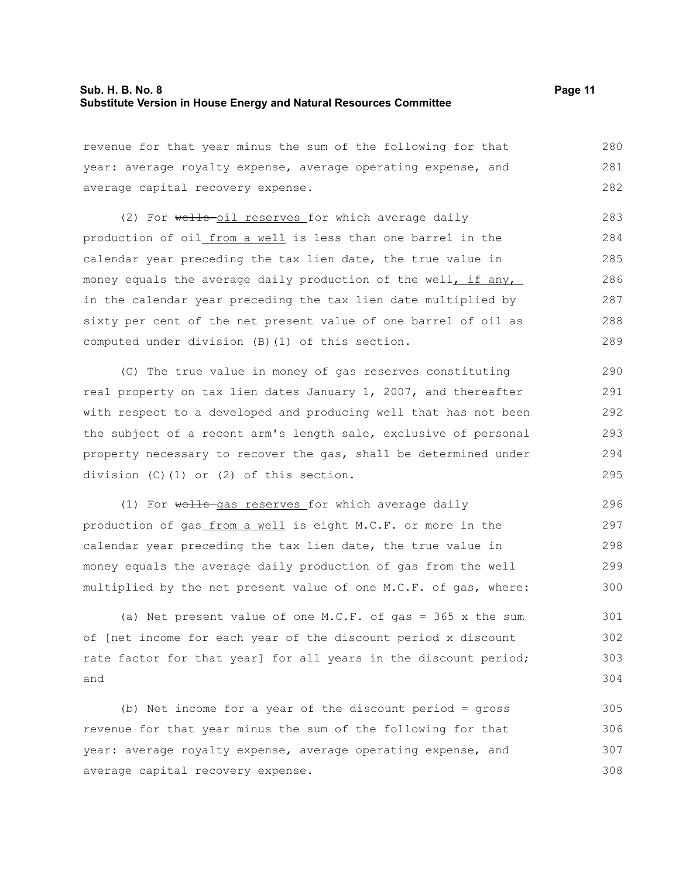revenue for that year minus the sum of the following for that year: average royalty expense, average operating expense, and average capital recovery expense.

(2) For ~~wells~~ oil reserves for which average daily production of oil from a well is less than one barrel in the calendar year preceding the tax lien date, the true value in money equals the average daily production of the well, if any, in the calendar year preceding the tax lien date multiplied by sixty per cent of the net present value of one barrel of oil as computed under division (B)(1) of this section.

(C) The true value in money of gas reserves constituting real property on tax lien dates January 1, 2007, and thereafter with respect to a developed and producing well that has not been the subject of a recent arm's length sale, exclusive of personal property necessary to recover the gas, shall be determined under division (C)(1) or (2) of this section.

(1) For ~~wells~~ gas reserves for which average daily production of gas from a well is eight M.C.F. or more in the calendar year preceding the tax lien date, the true value in money equals the average daily production of gas from the well multiplied by the net present value of one M.C.F. of gas, where:

(a) Net present value of one M.C.F. of gas = 365 x the sum of [net income for each year of the discount period x discount rate factor for that year] for all years in the discount period; and

(b) Net income for a year of the discount period = gross revenue for that year minus the sum of the following for that year: average royalty expense, average operating expense, and average capital recovery expense.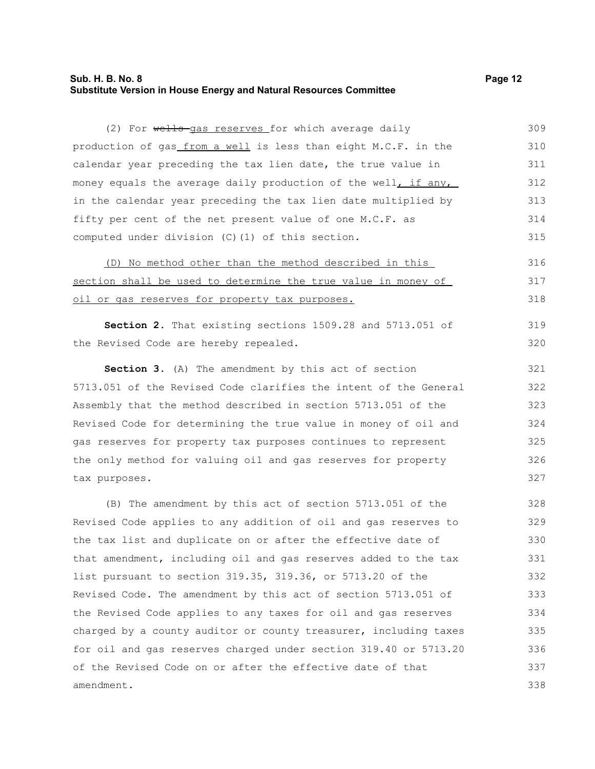(2) For ~~wells~~ gas reserves for which average daily production of gas from a well is less than eight M.C.F. in the calendar year preceding the tax lien date, the true value in money equals the average daily production of the well, if any, in the calendar year preceding the tax lien date multiplied by fifty per cent of the net present value of one M.C.F. as computed under division (C)(1) of this section.

(D) No method other than the method described in this section shall be used to determine the true value in money of oil or gas reserves for property tax purposes.

**Section 2.** That existing sections 1509.28 and 5713.051 of the Revised Code are hereby repealed.

**Section 3.** (A) The amendment by this act of section 5713.051 of the Revised Code clarifies the intent of the General Assembly that the method described in section 5713.051 of the Revised Code for determining the true value in money of oil and gas reserves for property tax purposes continues to represent the only method for valuing oil and gas reserves for property tax purposes.

(B) The amendment by this act of section 5713.051 of the Revised Code applies to any addition of oil and gas reserves to the tax list and duplicate on or after the effective date of that amendment, including oil and gas reserves added to the tax list pursuant to section 319.35, 319.36, or 5713.20 of the Revised Code. The amendment by this act of section 5713.051 of the Revised Code applies to any taxes for oil and gas reserves charged by a county auditor or county treasurer, including taxes for oil and gas reserves charged under section 319.40 or 5713.20 of the Revised Code on or after the effective date of that amendment.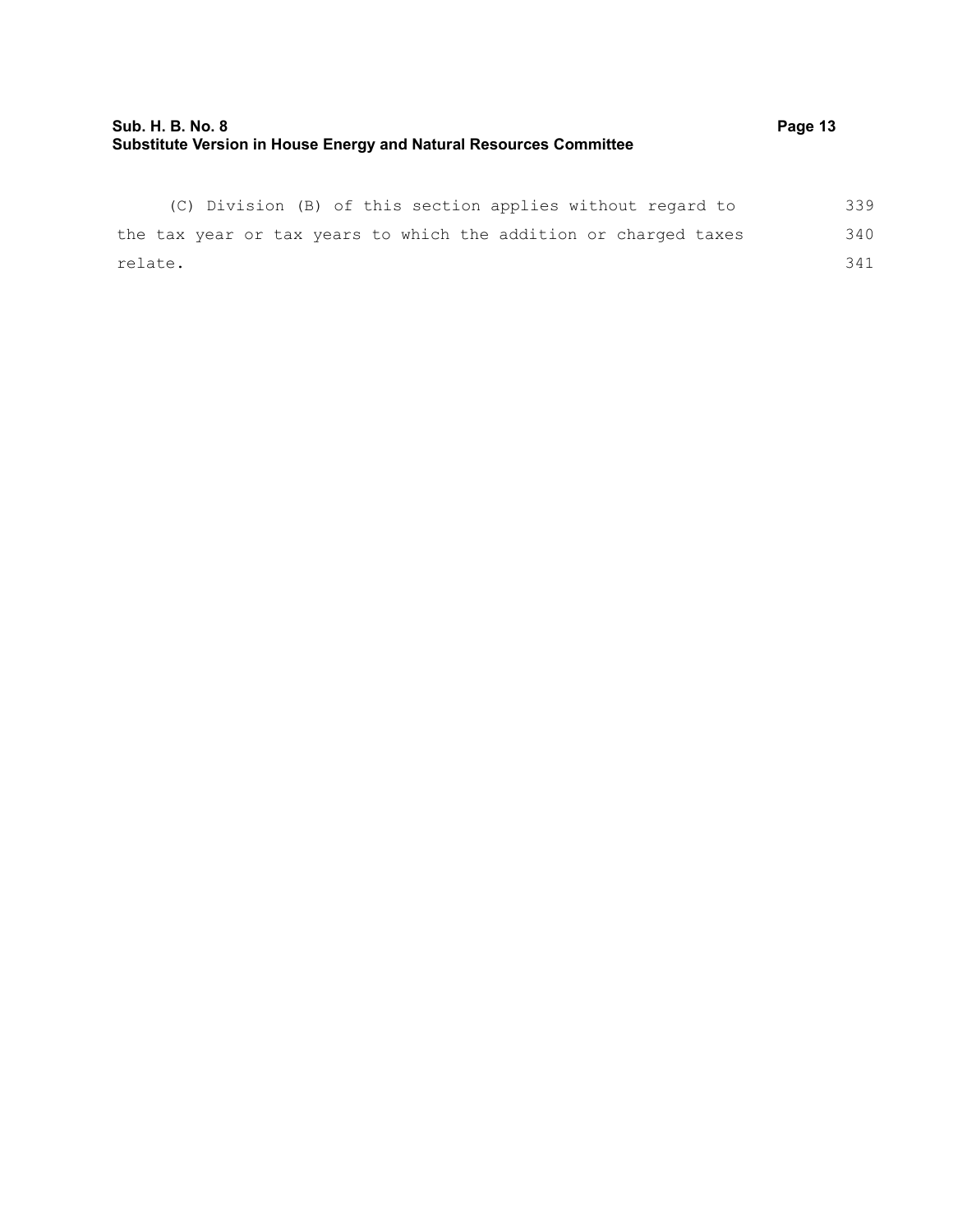(C) Division (B) of this section applies without regard to the tax year or tax years to which the addition or charged taxes relate.